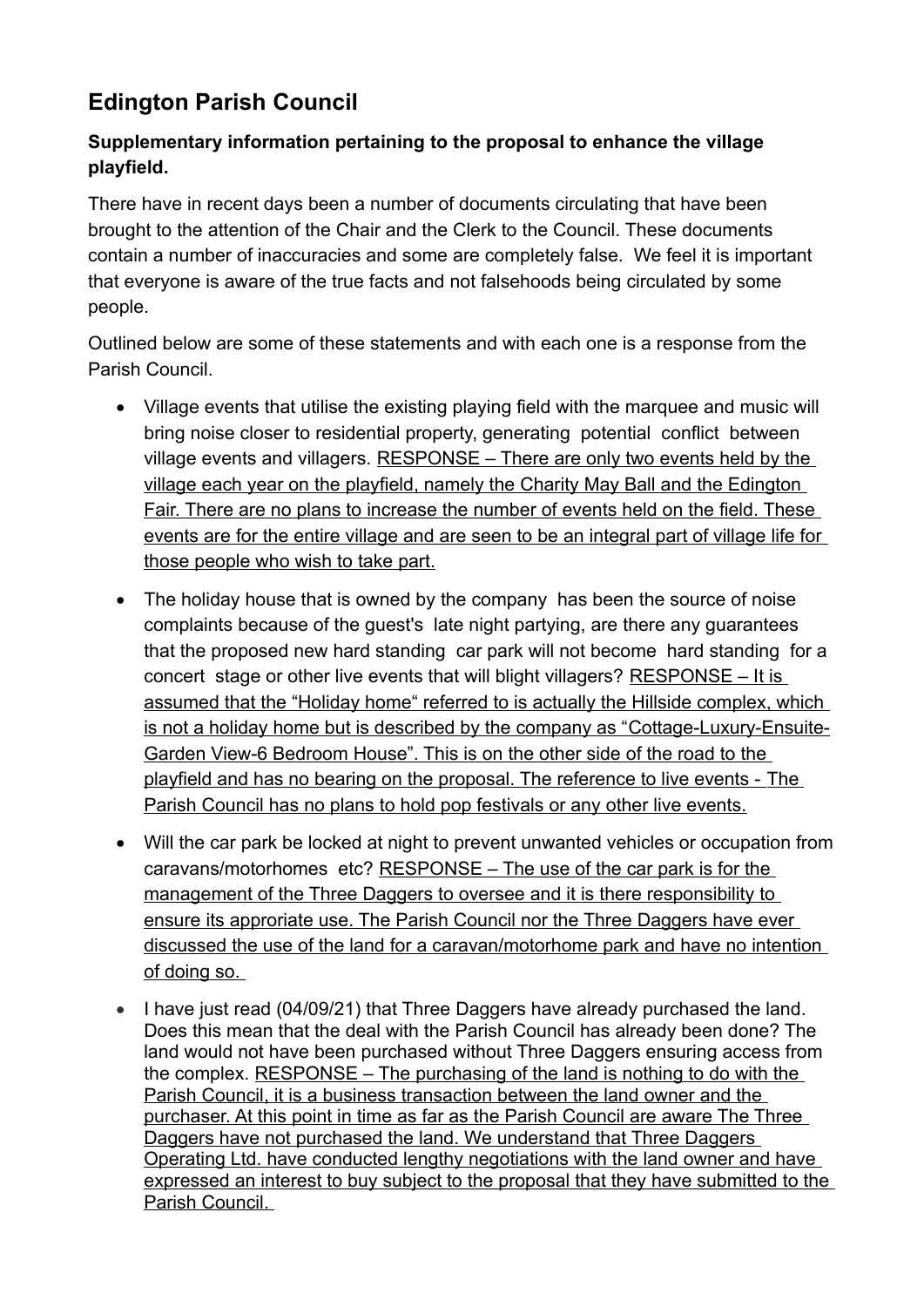# Edington Parish Council

**Supplementary information pertaining to the proposal to enhance the village playfield.**

There have in recent days been a number of documents circulating that have been brought to the attention of the Chair and the Clerk to the Council. These documents contain a number of inaccuracies and some are completely false. We feel it is important that everyone is aware of the true facts and not falsehoods being circulated by some people.

Outlined below are some of these statements and with each one is a response from the Parish Council.

- Village events that utilise the existing playing field with the marquee and music will bring noise closer to residential property, generating potential conflict between village events and villagers. <u>RESPONSE – There are only two events held by the village each year on the playfield, namely the Charity May Ball and the Edington Fair. There are no plans to increase the number of events held on the field. These events are for the entire village and are seen to be an integral part of village life for those people who wish to take part.</u>
- The holiday house that is owned by the company has been the source of noise complaints because of the guest's late night partying, are there any guarantees that the proposed new hard standing car park will not become hard standing for a concert stage or other live events that will blight villagers? <u>RESPONSE – It is assumed that the "Holiday home" referred to is actually the Hillside complex, which is not a holiday home but is described by the company as "Cottage-Luxury-Ensuite-Garden View-6 Bedroom House". This is on the other side of the road to the playfield and has no bearing on the proposal. The reference to live events - The Parish Council has no plans to hold pop festivals or any other live events.</u>
- Will the car park be locked at night to prevent unwanted vehicles or occupation from caravans/motorhomes etc? <u>RESPONSE – The use of the car park is for the management of the Three Daggers to oversee and it is there responsibility to ensure its approriate use. The Parish Council nor the Three Daggers have ever discussed the use of the land for a caravan/motorhome park and have no intention of doing so.</u>
- I have just read (04/09/21) that Three Daggers have already purchased the land. Does this mean that the deal with the Parish Council has already been done? The land would not have been purchased without Three Daggers ensuring access from the complex. <u>RESPONSE – The purchasing of the land is nothing to do with the Parish Council, it is a business transaction between the land owner and the purchaser. At this point in time as far as the Parish Council are aware The Three Daggers have not purchased the land. We understand that Three Daggers Operating Ltd. have conducted lengthy negotiations with the land owner and have expressed an interest to buy subject to the proposal that they have submitted to the Parish Council.</u>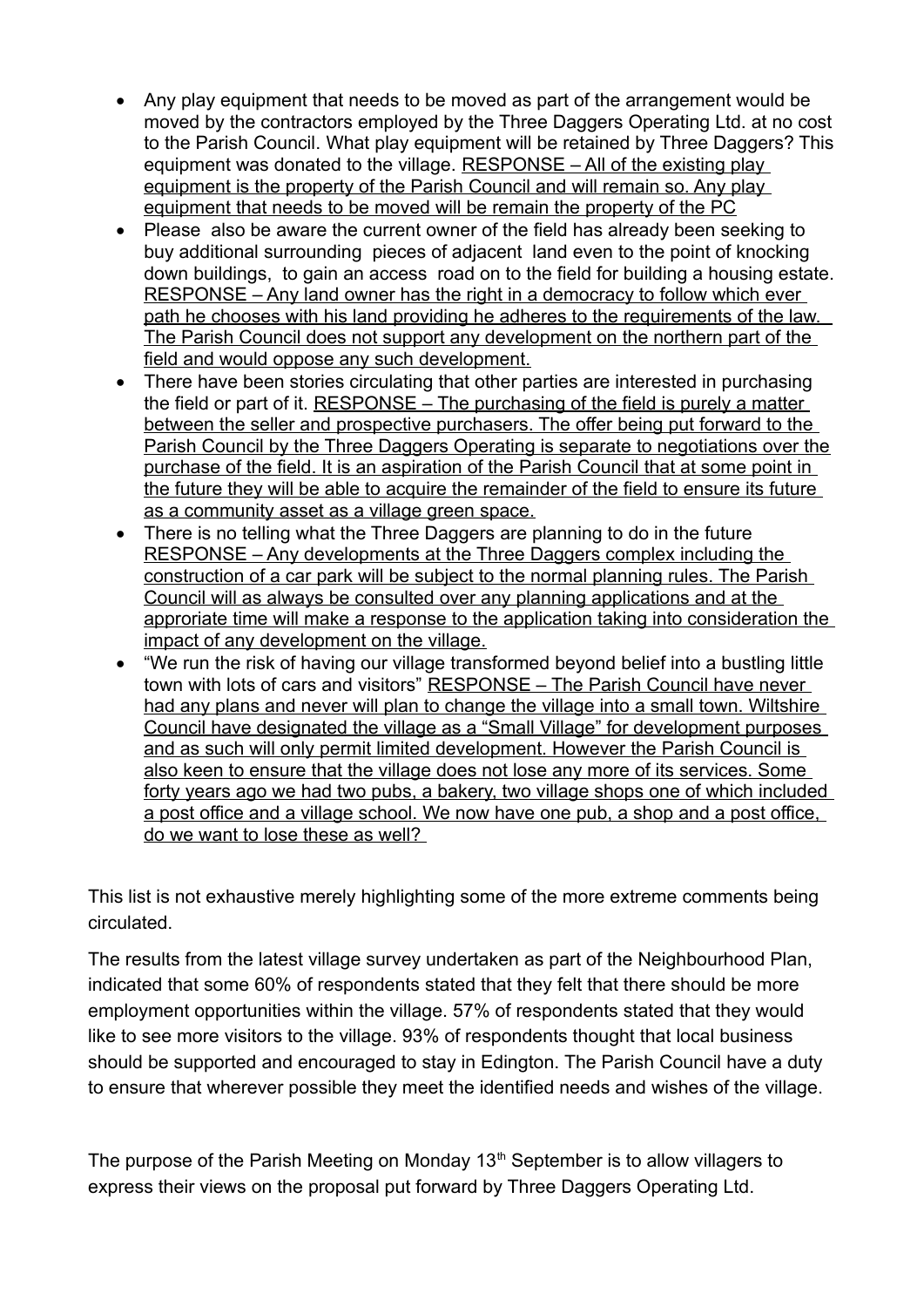- Any play equipment that needs to be moved as part of the arrangement would be moved by the contractors employed by the Three Daggers Operating Ltd. at no cost to the Parish Council. What play equipment will be retained by Three Daggers? This equipment was donated to the village. <u>RESPONSE – All of the existing play equipment is the property of the Parish Council and will remain so. Any play equipment that needs to be moved will be remain the property of the PC</u>
- Please also be aware the current owner of the field has already been seeking to buy additional surrounding pieces of adjacent land even to the point of knocking down buildings, to gain an access road on to the field for building a housing estate. <u>RESPONSE – Any land owner has the right in a democracy to follow which ever path he chooses with his land providing he adheres to the requirements of the law. The Parish Council does not support any development on the northern part of the field and would oppose any such development.</u>
- There have been stories circulating that other parties are interested in purchasing the field or part of it. <u>RESPONSE – The purchasing of the field is purely a matter between the seller and prospective purchasers. The offer being put forward to the Parish Council by the Three Daggers Operating is separate to negotiations over the purchase of the field. It is an aspiration of the Parish Council that at some point in the future they will be able to acquire the remainder of the field to ensure its future as a community asset as a village green space.</u>
- There is no telling what the Three Daggers are planning to do in the future <u>RESPONSE – Any developments at the Three Daggers complex including the construction of a car park will be subject to the normal planning rules. The Parish Council will as always be consulted over any planning applications and at the approriate time will make a response to the application taking into consideration the impact of any development on the village.</u>
- "We run the risk of having our village transformed beyond belief into a bustling little town with lots of cars and visitors" <u>RESPONSE – The Parish Council have never had any plans and never will plan to change the village into a small town. Wiltshire Council have designated the village as a "Small Village" for development purposes and as such will only permit limited development. However the Parish Council is also keen to ensure that the village does not lose any more of its services. Some forty years ago we had two pubs, a bakery, two village shops one of which included a post office and a village school. We now have one pub, a shop and a post office, do we want to lose these as well?</u>

This list is not exhaustive merely highlighting some of the more extreme comments being circulated.

The results from the latest village survey undertaken as part of the Neighbourhood Plan, indicated that some 60% of respondents stated that they felt that there should be more employment opportunities within the village. 57% of respondents stated that they would like to see more visitors to the village. 93% of respondents thought that local business should be supported and encouraged to stay in Edington. The Parish Council have a duty to ensure that wherever possible they meet the identified needs and wishes of the village.

The purpose of the Parish Meeting on Monday 13th September is to allow villagers to express their views on the proposal put forward by Three Daggers Operating Ltd.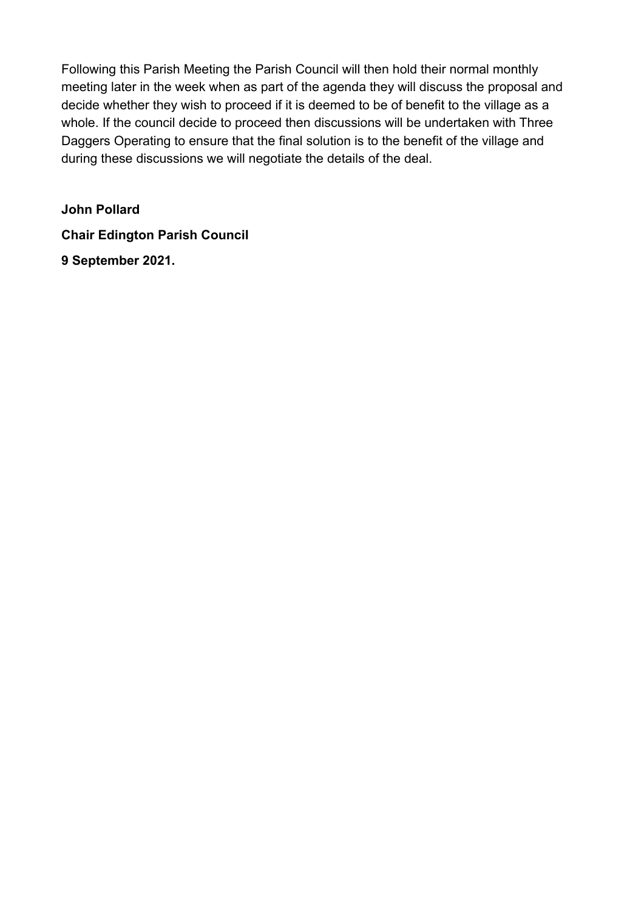Following this Parish Meeting the Parish Council will then hold their normal monthly meeting later in the week when as part of the agenda they will discuss the proposal and decide whether they wish to proceed if it is deemed to be of benefit to the village as a whole. If the council decide to proceed then discussions will be undertaken with Three Daggers Operating to ensure that the final solution is to the benefit of the village and during these discussions we will negotiate the details of the deal.

**John Pollard**

**Chair Edington Parish Council**

**9 September 2021.**